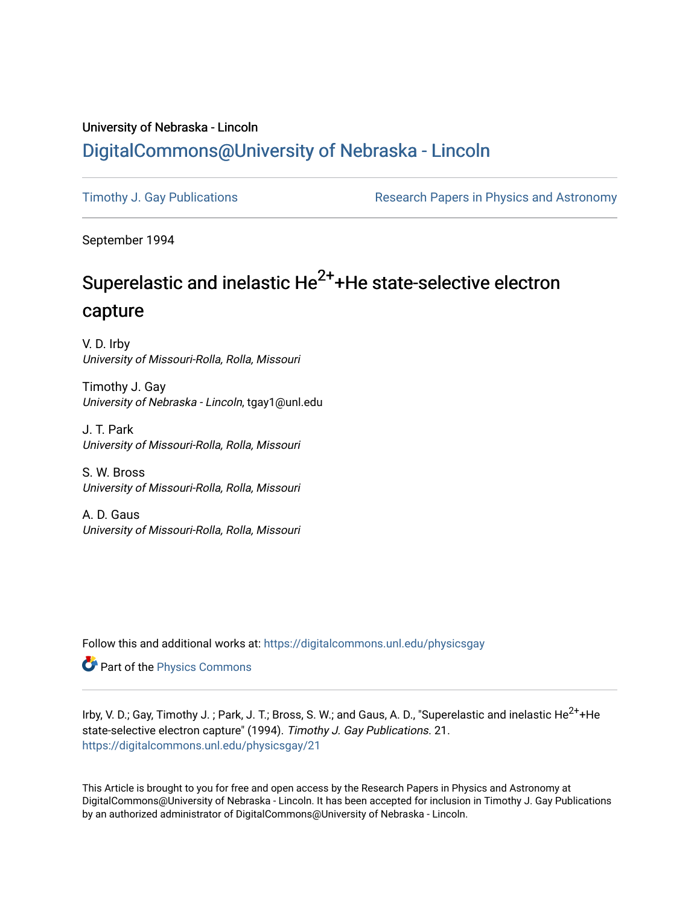University of Nebraska - Lincoln

## DigitalCommons@University of Nebraska - Lincoln

Timothy J. Gay Publications

Research Papers in Physics and Astronomy

September 1994

# Superelastic and inelastic $He^{2+}$+He state-selective electron capture

V. D. Irby
*University of Missouri-Rolla, Rolla, Missouri*

Timothy J. Gay
*University of Nebraska - Lincoln*, tgay1@unl.edu

J. T. Park
*University of Missouri-Rolla, Rolla, Missouri*

S. W. Bross
*University of Missouri-Rolla, Rolla, Missouri*

A. D. Gaus
*University of Missouri-Rolla, Rolla, Missouri*

Follow this and additional works at: https://digitalcommons.unl.edu/physicsgay

Part of the Physics Commons

Irby, V. D.; Gay, Timothy J. ; Park, J. T.; Bross, S. W.; and Gaus, A. D., "Superelastic and inelastic $He^{2+}$+He state-selective electron capture" (1994). *Timothy J. Gay Publications*. 21.
https://digitalcommons.unl.edu/physicsgay/21

This Article is brought to you for free and open access by the Research Papers in Physics and Astronomy at DigitalCommons@University of Nebraska - Lincoln. It has been accepted for inclusion in Timothy J. Gay Publications by an authorized administrator of DigitalCommons@University of Nebraska - Lincoln.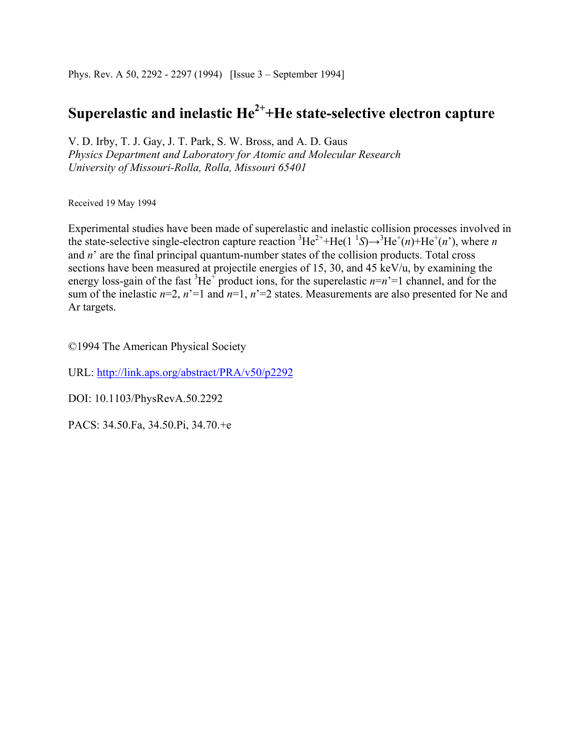Phys. Rev. A 50, 2292 - 2297 (1994) [Issue 3 – September 1994]

# Superelastic and inelastic $He^{2+}$+He state-selective electron capture

V. D. Irby, T. J. Gay, J. T. Park, S. W. Bross, and A. D. Gaus
*Physics Department and Laboratory for Atomic and Molecular Research*
*University of Missouri-Rolla, Rolla, Missouri 65401*

Received 19 May 1994

Experimental studies have been made of superelastic and inelastic collision processes involved in the state-selective single-electron capture reaction $^3He^{2+}+He(1\,^1S)\rightarrow{}^3He^{+}(n)+He^{+}(n')$, where $n$ and $n'$ are the final principal quantum-number states of the collision products. Total cross sections have been measured at projectile energies of 15, 30, and 45 keV/u, by examining the energy loss-gain of the fast $^3He^{+}$ product ions, for the superelastic $n=n'=1$ channel, and for the sum of the inelastic $n=2$, $n'=1$ and $n=1$, $n'=2$ states. Measurements are also presented for Ne and Ar targets.

©1994 The American Physical Society

URL: http://link.aps.org/abstract/PRA/v50/p2292

DOI: 10.1103/PhysRevA.50.2292

PACS: 34.50.Fa, 34.50.Pi, 34.70.+e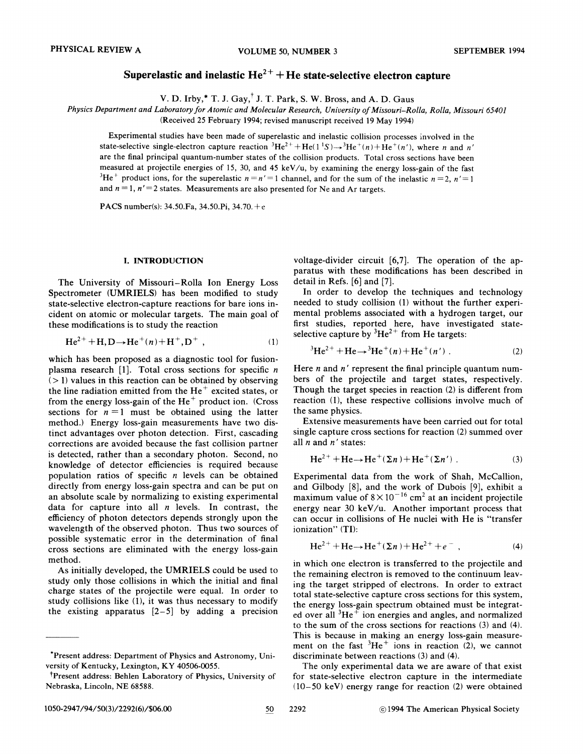# Superelastic and inelastic $He^{2+}$ + He state-selective electron capture

V. D. Irby,* T. J. Gay,† J. T. Park, S. W. Bross, and A. D. Gaus

*Physics Department and Laboratory for Atomic and Molecular Research, University of Missouri–Rolla, Rolla, Missouri 65401*

(Received 25 February 1994; revised manuscript received 19 May 1994)

Experimental studies have been made of superelastic and inelastic collision processes involved in the state-selective single-electron capture reaction ${}^3He^{2+} + He(1\,{}^1S) \rightarrow {}^3He^{+}(n) + He^{+}(n')$, where $n$ and $n'$ are the final principal quantum-number states of the collision products. Total cross sections have been measured at projectile energies of 15, 30, and 45 keV/u, by examining the energy loss-gain of the fast ${}^3He^{+}$ product ions, for the superelastic $n = n' = 1$ channel, and for the sum of the inelastic $n = 2$, $n' = 1$ and $n = 1$, $n' = 2$ states. Measurements are also presented for Ne and Ar targets.

PACS number(s): 34.50.Fa, 34.50.Pi, 34.70.+e

## I. INTRODUCTION

The University of Missouri–Rolla Ion Energy Loss Spectrometer (UMRIELS) has been modified to study state-selective electron-capture reactions for bare ions incident on atomic or molecular targets. The main goal of these modifications is to study the reaction

$$He^{2+} + H, D \rightarrow He^{+}(n) + H^{+}, D^{+} , \tag{1}$$

which has been proposed as a diagnostic tool for fusion-plasma research [1]. Total cross sections for specific $n$ ($>1$) values in this reaction can be obtained by observing the line radiation emitted from the $He^{+}$ excited states, or from the energy loss-gain of the $He^{+}$ product ion. (Cross sections for $n = 1$ must be obtained using the latter method.) Energy loss-gain measurements have two distinct advantages over photon detection. First, cascading corrections are avoided because the fast collision partner is detected, rather than a secondary photon. Second, no knowledge of detector efficiencies is required because population ratios of specific $n$ levels can be obtained directly from energy loss-gain spectra and can be put on an absolute scale by normalizing to existing experimental data for capture into all $n$ levels. In contrast, the efficiency of photon detectors depends strongly upon the wavelength of the observed photon. Thus two sources of possible systematic error in the determination of final cross sections are eliminated with the energy loss-gain method.

As initially developed, the UMRIELS could be used to study only those collisions in which the initial and final charge states of the projectile were equal. In order to study collisions like (1), it was thus necessary to modify the existing apparatus [2–5] by adding a precision voltage-divider circuit [6,7]. The operation of the apparatus with these modifications has been described in detail in Refs. [6] and [7].

In order to develop the techniques and technology needed to study collision (1) without the further experimental problems associated with a hydrogen target, our first studies, reported here, have investigated state-selective capture by ${}^3He^{2+}$ from He targets:

$${}^3He^{2+} + He \rightarrow {}^3He^{+}(n) + He^{+}(n') . \tag{2}$$

Here $n$ and $n'$ represent the final principle quantum numbers of the projectile and target states, respectively. Though the target species in reaction (2) is different from reaction (1), these respective collisions involve much of the same physics.

Extensive measurements have been carried out for total single capture cross sections for reaction (2) summed over all $n$ and $n'$ states:

$$He^{2+} + He \rightarrow He^{+}(\Sigma n) + He^{+}(\Sigma n') . \tag{3}$$

Experimental data from the work of Shah, McCallion, and Gilbody [8], and the work of Dubois [9], exhibit a maximum value of $8 \times 10^{-16}$ cm$^2$ at an incident projectile energy near 30 keV/u. Another important process that can occur in collisions of He nuclei with He is "transfer ionization" (TI):

$$He^{2+} + He \rightarrow He^{+}(\Sigma n) + He^{2+} + e^{-} , \tag{4}$$

in which one electron is transferred to the projectile and the remaining electron is removed to the continuum leaving the target stripped of electrons. In order to extract total state-selective capture cross sections for this system, the energy loss-gain spectrum obtained must be integrated over all ${}^3He^{+}$ ion energies and angles, and normalized to the sum of the cross sections for reactions (3) and (4). This is because in making an energy loss-gain measurement on the fast ${}^3He^{+}$ ions in reaction (2), we cannot discriminate between reactions (3) and (4).

The only experimental data we are aware of that exist for state-selective electron capture in the intermediate (10–50 keV) energy range for reaction (2) were obtained

---

*Present address: Department of Physics and Astronomy, University of Kentucky, Lexington, KY 40506-0055.

†Present address: Behlen Laboratory of Physics, University of Nebraska, Lincoln, NE 68588.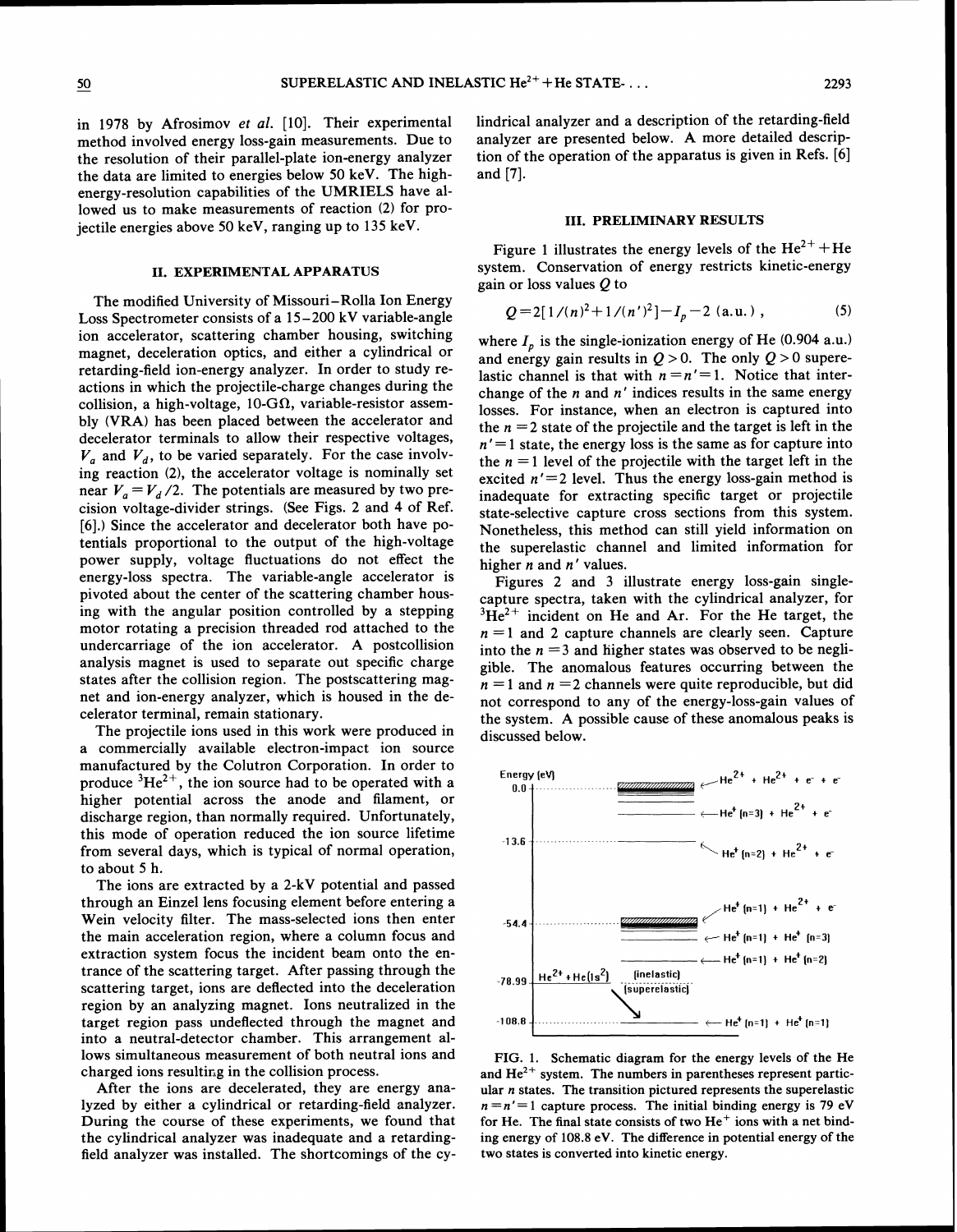in 1978 by Afrosimov *et al.* [10]. Their experimental method involved energy loss-gain measurements. Due to the resolution of their parallel-plate ion-energy analyzer the data are limited to energies below 50 keV. The high-energy-resolution capabilities of the UMRIELS have allowed us to make measurements of reaction (2) for projectile energies above 50 keV, ranging up to 135 keV.

## II. EXPERIMENTAL APPARATUS

The modified University of Missouri–Rolla Ion Energy Loss Spectrometer consists of a 15–200 kV variable-angle ion accelerator, scattering chamber housing, switching magnet, deceleration optics, and either a cylindrical or retarding-field ion-energy analyzer. In order to study reactions in which the projectile-charge changes during the collision, a high-voltage, 10-GΩ, variable-resistor assembly (VRA) has been placed between the accelerator and decelerator terminals to allow their respective voltages, $V_a$ and $V_d$, to be varied separately. For the case involving reaction (2), the accelerator voltage is nominally set near $V_a = V_d/2$. The potentials are measured by two precision voltage-divider strings. (See Figs. 2 and 4 of Ref. [6].) Since the accelerator and decelerator both have potentials proportional to the output of the high-voltage power supply, voltage fluctuations do not effect the energy-loss spectra. The variable-angle accelerator is pivoted about the center of the scattering chamber housing with the angular position controlled by a stepping motor rotating a precision threaded rod attached to the undercarriage of the ion accelerator. A postcollision analysis magnet is used to separate out specific charge states after the collision region. The postscattering magnet and ion-energy analyzer, which is housed in the decelerator terminal, remain stationary.

The projectile ions used in this work were produced in a commercially available electron-impact ion source manufactured by the Colutron Corporation. In order to produce $^3He^{2+}$, the ion source had to be operated with a higher potential across the anode and filament, or discharge region, than normally required. Unfortunately, this mode of operation reduced the ion source lifetime from several days, which is typical of normal operation, to about 5 h.

The ions are extracted by a 2-kV potential and passed through an Einzel lens focusing element before entering a Wein velocity filter. The mass-selected ions then enter the main acceleration region, where a column focus and extraction system focus the incident beam onto the entrance of the scattering target. After passing through the scattering target, ions are deflected into the deceleration region by an analyzing magnet. Ions neutralized in the target region pass undeflected through the magnet and into a neutral-detector chamber. This arrangement allows simultaneous measurement of both neutral ions and charged ions resulting in the collision process.

After the ions are decelerated, they are energy analyzed by either a cylindrical or retarding-field analyzer. During the course of these experiments, we found that the cylindrical analyzer was inadequate and a retarding-field analyzer was installed. The shortcomings of the cylindrical analyzer and a description of the retarding-field analyzer are presented below. A more detailed description of the operation of the apparatus is given in Refs. [6] and [7].

## III. PRELIMINARY RESULTS

Figure 1 illustrates the energy levels of the $He^{2+} + He$ system. Conservation of energy restricts kinetic-energy gain or loss values $Q$ to

$$Q = 2[1/(n)^2 + 1/(n')^2] - I_p - 2 \text{ (a.u.)}, \tag{5}$$

where $I_p$ is the single-ionization energy of He (0.904 a.u.) and energy gain results in $Q > 0$. The only $Q > 0$ superelastic channel is that with $n = n' = 1$. Notice that interchange of the $n$ and $n'$ indices results in the same energy losses. For instance, when an electron is captured into the $n = 2$ state of the projectile and the target is left in the $n' = 1$ state, the energy loss is the same as for capture into the $n = 1$ level of the projectile with the target left in the excited $n' = 2$ level. Thus the energy loss-gain method is inadequate for extracting specific target or projectile state-selective capture cross sections from this system. Nonetheless, this method can still yield information on the superelastic channel and limited information for higher $n$ and $n'$ values.

Figures 2 and 3 illustrate energy loss-gain single-capture spectra, taken with the cylindrical analyzer, for $^3He^{2+}$ incident on He and Ar. For the He target, the $n = 1$ and 2 capture channels are clearly seen. Capture into the $n = 3$ and higher states was observed to be negligible. The anomalous features occurring between the $n = 1$ and $n = 2$ channels were quite reproducible, but did not correspond to any of the energy-loss-gain values of the system. A possible cause of these anomalous peaks is discussed below.

FIG. 1. Schematic diagram for the energy levels of the He and $He^{2+}$ system. The numbers in parentheses represent particular $n$ states. The transition pictured represents the superelastic $n = n' = 1$ capture process. The initial binding energy is 79 eV for He. The final state consists of two $He^+$ ions with a net binding energy of 108.8 eV. The difference in potential energy of the two states is converted into kinetic energy.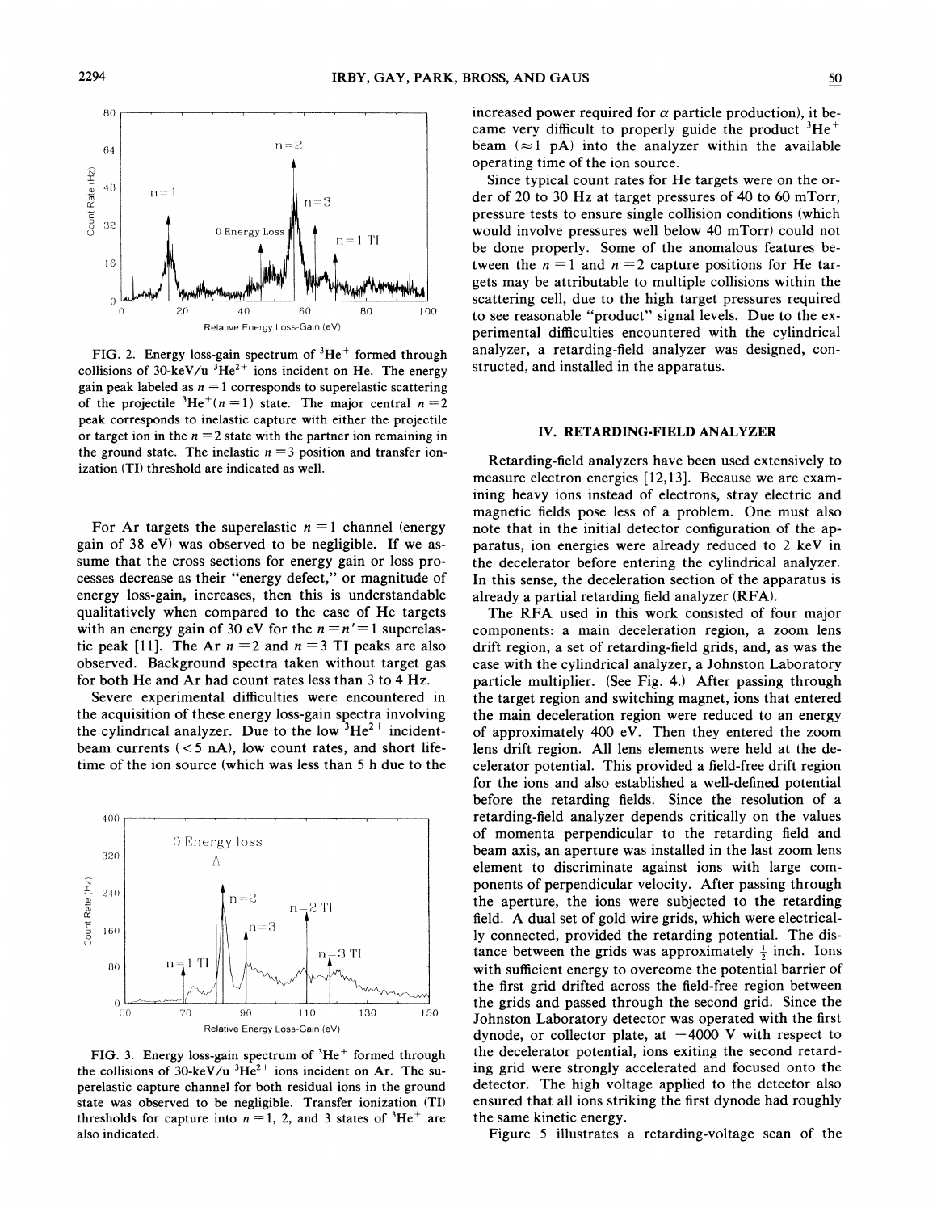FIG. 2. Energy loss-gain spectrum of $^3He^+$ formed through collisions of 30-keV/u $^3He^{2+}$ ions incident on He. The energy gain peak labeled as $n=1$ corresponds to superelastic scattering of the projectile $^3He^+(n=1)$ state. The major central $n=2$ peak corresponds to inelastic capture with either the projectile or target ion in the $n=2$ state with the partner ion remaining in the ground state. The inelastic $n=3$ position and transfer ionization (TI) threshold are indicated as well.

For Ar targets the superelastic $n=1$ channel (energy gain of 38 eV) was observed to be negligible. If we assume that the cross sections for energy gain or loss processes decrease as their "energy defect," or magnitude of energy loss-gain, increases, then this is understandable qualitatively when compared to the case of He targets with an energy gain of 30 eV for the $n=n'=1$ superelastic peak [11]. The Ar $n=2$ and $n=3$ TI peaks are also observed. Background spectra taken without target gas for both He and Ar had count rates less than 3 to 4 Hz.

Severe experimental difficulties were encountered in the acquisition of these energy loss-gain spectra involving the cylindrical analyzer. Due to the low $^3He^{2+}$ incident-beam currents (< 5 nA), low count rates, and short lifetime of the ion source (which was less than 5 h due to the increased power required for $\alpha$ particle production), it became very difficult to properly guide the product $^3He^+$ beam ($\approx 1$ pA) into the analyzer within the available operating time of the ion source.

FIG. 3. Energy loss-gain spectrum of $^3He^+$ formed through the collisions of 30-keV/u $^3He^{2+}$ ions incident on Ar. The superelastic capture channel for both residual ions in the ground state was observed to be negligible. Transfer ionization (TI) thresholds for capture into $n=1$, 2, and 3 states of $^3He^+$ are also indicated.

Since typical count rates for He targets were on the order of 20 to 30 Hz at target pressures of 40 to 60 mTorr, pressure tests to ensure single collision conditions (which would involve pressures well below 40 mTorr) could not be done properly. Some of the anomalous features between the $n=1$ and $n=2$ capture positions for He targets may be attributable to multiple collisions within the scattering cell, due to the high target pressures required to see reasonable "product" signal levels. Due to the experimental difficulties encountered with the cylindrical analyzer, a retarding-field analyzer was designed, constructed, and installed in the apparatus.

## IV. RETARDING-FIELD ANALYZER

Retarding-field analyzers have been used extensively to measure electron energies [12,13]. Because we are examining heavy ions instead of electrons, stray electric and magnetic fields pose less of a problem. One must also note that in the initial detector configuration of the apparatus, ion energies were already reduced to 2 keV in the decelerator before entering the cylindrical analyzer. In this sense, the deceleration section of the apparatus is already a partial retarding field analyzer (RFA).

The RFA used in this work consisted of four major components: a main deceleration region, a zoom lens drift region, a set of retarding-field grids, and, as was the case with the cylindrical analyzer, a Johnston Laboratory particle multiplier. (See Fig. 4.) After passing through the target region and switching magnet, ions that entered the main deceleration region were reduced to an energy of approximately 400 eV. Then they entered the zoom lens drift region. All lens elements were held at the decelerator potential. This provided a field-free drift region for the ions and also established a well-defined potential before the retarding fields. Since the resolution of a retarding-field analyzer depends critically on the values of momenta perpendicular to the retarding field and beam axis, an aperture was installed in the last zoom lens element to discriminate against ions with large components of perpendicular velocity. After passing through the aperture, the ions were subjected to the retarding field. A dual set of gold wire grids, which were electrically connected, provided the retarding potential. The distance between the grids was approximately $\frac{1}{2}$ inch. Ions with sufficient energy to overcome the potential barrier of the first grid drifted across the field-free region between the grids and passed through the second grid. Since the Johnston Laboratory detector was operated with the first dynode, or collector plate, at $-4000$ V with respect to the decelerator potential, ions exiting the second retarding grid were strongly accelerated and focused onto the detector. The high voltage applied to the detector also ensured that all ions striking the first dynode had roughly the same kinetic energy.

Figure 5 illustrates a retarding-voltage scan of the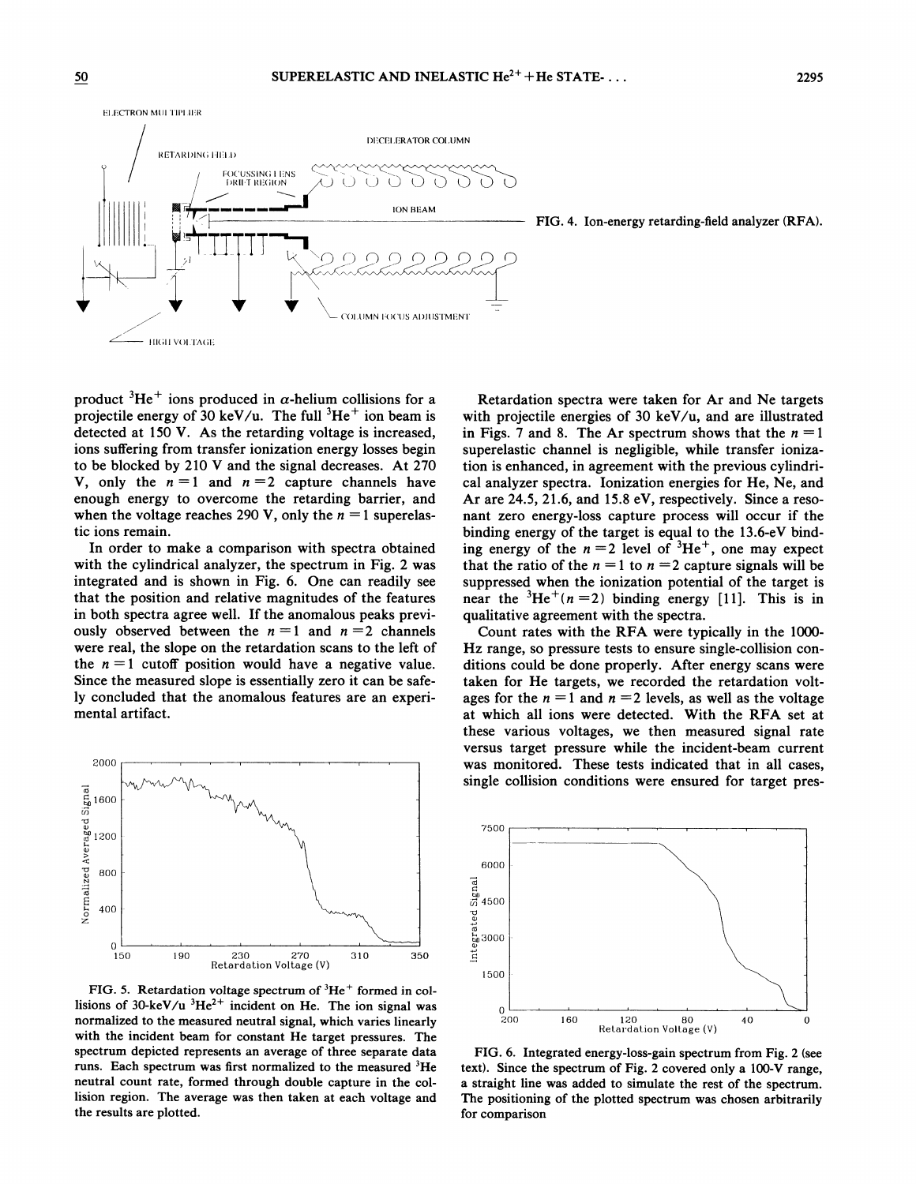FIG. 4. Ion-energy retarding-field analyzer (RFA).

product $^3He^+$ ions produced in $\alpha$-helium collisions for a projectile energy of 30 keV/u. The full $^3He^+$ ion beam is detected at 150 V. As the retarding voltage is increased, ions suffering from transfer ionization energy losses begin to be blocked by 210 V and the signal decreases. At 270 V, only the $n=1$ and $n=2$ capture channels have enough energy to overcome the retarding barrier, and when the voltage reaches 290 V, only the $n=1$ superelastic ions remain.

In order to make a comparison with spectra obtained with the cylindrical analyzer, the spectrum in Fig. 2 was integrated and is shown in Fig. 6. One can readily see that the position and relative magnitudes of the features in both spectra agree well. If the anomalous peaks previously observed between the $n=1$ and $n=2$ channels were real, the slope on the retardation scans to the left of the $n=1$ cutoff position would have a negative value. Since the measured slope is essentially zero it can be safely concluded that the anomalous features are an experimental artifact.

FIG. 5. Retardation voltage spectrum of $^3He^+$ formed in collisions of 30-keV/u $^3He^{2+}$ incident on He. The ion signal was normalized to the measured neutral signal, which varies linearly with the incident beam for constant He target pressures. The spectrum depicted represents an average of three separate data runs. Each spectrum was first normalized to the measured $^3He$ neutral count rate, formed through double capture in the collision region. The average was then taken at each voltage and the results are plotted.

Retardation spectra were taken for Ar and Ne targets with projectile energies of 30 keV/u, and are illustrated in Figs. 7 and 8. The Ar spectrum shows that the $n=1$ superelastic channel is negligible, while transfer ionization is enhanced, in agreement with the previous cylindrical analyzer spectra. Ionization energies for He, Ne, and Ar are 24.5, 21.6, and 15.8 eV, respectively. Since a resonant zero energy-loss capture process will occur if the binding energy of the target is equal to the 13.6-eV binding energy of the $n=2$ level of $^3He^+$, one may expect that the ratio of the $n=1$ to $n=2$ capture signals will be suppressed when the ionization potential of the target is near the $^3He^+(n=2)$ binding energy [11]. This is in qualitative agreement with the spectra.

Count rates with the RFA were typically in the 1000-Hz range, so pressure tests to ensure single-collision conditions could be done properly. After energy scans were taken for He targets, we recorded the retardation voltages for the $n=1$ and $n=2$ levels, as well as the voltage at which all ions were detected. With the RFA set at these various voltages, we then measured signal rate versus target pressure while the incident-beam current was monitored. These tests indicated that in all cases, single collision conditions were ensured for target pres-

FIG. 6. Integrated energy-loss-gain spectrum from Fig. 2 (see text). Since the spectrum of Fig. 2 covered only a 100-V range, a straight line was added to simulate the rest of the spectrum. The positioning of the plotted spectrum was chosen arbitrarily for comparison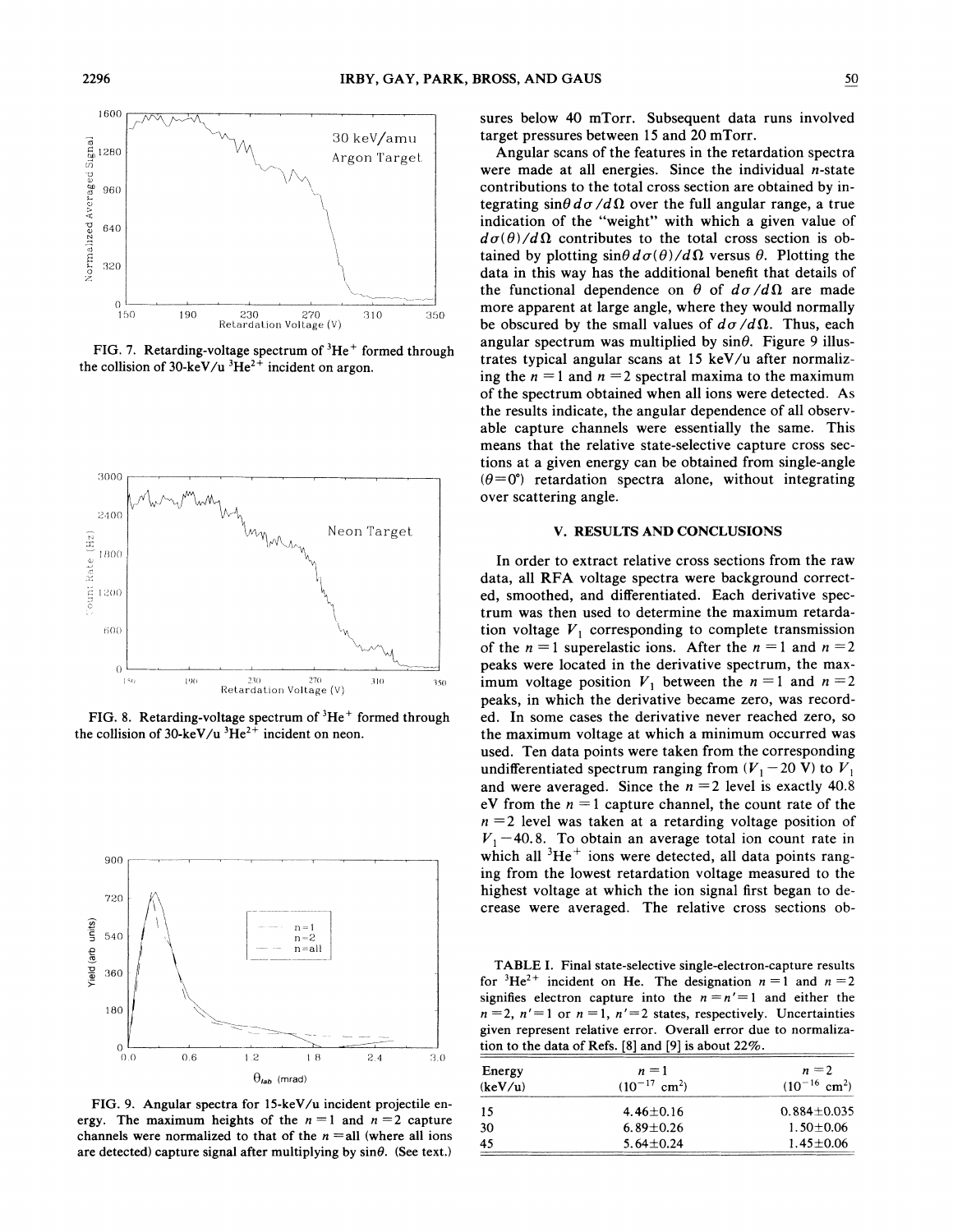FIG. 7. Retarding-voltage spectrum of $^3He^+$ formed through the collision of 30-keV/u $^3He^{2+}$ incident on argon.

FIG. 8. Retarding-voltage spectrum of $^3He^+$ formed through the collision of 30-keV/u $^3He^{2+}$ incident on neon.

FIG. 9. Angular spectra for 15-keV/u incident projectile energy. The maximum heights of the $n=1$ and $n=2$ capture channels were normalized to that of the $n=$all (where all ions are detected) capture signal after multiplying by $\sin\theta$. (See text.)

sures below 40 mTorr. Subsequent data runs involved target pressures between 15 and 20 mTorr.

Angular scans of the features in the retardation spectra were made at all energies. Since the individual $n$-state contributions to the total cross section are obtained by integrating $\sin\theta\, d\sigma/d\Omega$ over the full angular range, a true indication of the "weight" with which a given value of $d\sigma(\theta)/d\Omega$ contributes to the total cross section is obtained by plotting $\sin\theta\, d\sigma(\theta)/d\Omega$ versus $\theta$. Plotting the data in this way has the additional benefit that details of the functional dependence on $\theta$ of $d\sigma/d\Omega$ are made more apparent at large angle, where they would normally be obscured by the small values of $d\sigma/d\Omega$. Thus, each angular spectrum was multiplied by $\sin\theta$. Figure 9 illustrates typical angular scans at 15 keV/u after normalizing the $n=1$ and $n=2$ spectral maxima to the maximum of the spectrum obtained when all ions were detected. As the results indicate, the angular dependence of all observable capture channels were essentially the same. This means that the relative state-selective capture cross sections at a given energy can be obtained from single-angle ($\theta=0°$) retardation spectra alone, without integrating over scattering angle.

## V. RESULTS AND CONCLUSIONS

In order to extract relative cross sections from the raw data, all RFA voltage spectra were background corrected, smoothed, and differentiated. Each derivative spectrum was then used to determine the maximum retardation voltage $V_1$ corresponding to complete transmission of the $n=1$ superelastic ions. After the $n=1$ and $n=2$ peaks were located in the derivative spectrum, the maximum voltage position $V_1$ between the $n=1$ and $n=2$ peaks, in which the derivative became zero, was recorded. In some cases the derivative never reached zero, so the maximum voltage at which a minimum occurred was used. Ten data points were taken from the corresponding undifferentiated spectrum ranging from $(V_1-20\text{ V})$ to $V_1$ and were averaged. Since the $n=2$ level is exactly 40.8 eV from the $n=1$ capture channel, the count rate of the $n=2$ level was taken at a retarding voltage position of $V_1-40.8$. To obtain an average total ion count rate in which all $^3He^+$ ions were detected, all data points ranging from the lowest retardation voltage measured to the highest voltage at which the ion signal first began to decrease were averaged. The relative cross sections ob-

TABLE I. Final state-selective single-electron-capture results for $^3He^{2+}$ incident on He. The designation $n=1$ and $n=2$ signifies electron capture into the $n=n'=1$ and either the $n=2$, $n'=1$ or $n=1$, $n'=2$ states, respectively. Uncertainties given represent relative error. Overall error due to normalization to the data of Refs. [8] and [9] is about 22%.

| Energy (keV/u) | $n=1$ ($10^{-17}$ cm$^2$) | $n=2$ ($10^{-16}$ cm$^2$) |
|---|---|---|
| 15 | 4.46±0.16 | 0.884±0.035 |
| 30 | 6.89±0.26 | 1.50±0.06 |
| 45 | 5.64±0.24 | 1.45±0.06 |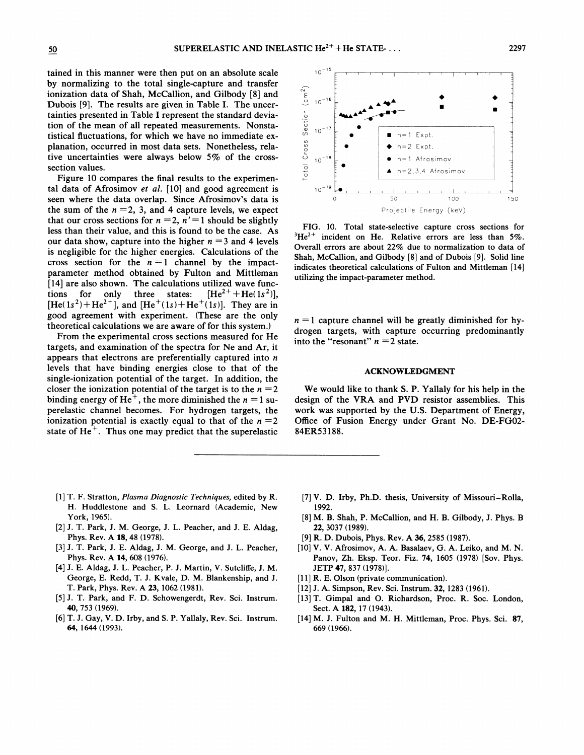tained in this manner were then put on an absolute scale by normalizing to the total single-capture and transfer ionization data of Shah, McCallion, and Gilbody [8] and Dubois [9]. The results are given in Table I. The uncertainties presented in Table I represent the standard deviation of the mean of all repeated measurements. Nonstatistical fluctuations, for which we have no immediate explanation, occurred in most data sets. Nonetheless, relative uncertainties were always below 5% of the cross-section values.

Figure 10 compares the final results to the experimental data of Afrosimov *et al.* [10] and good agreement is seen where the data overlap. Since Afrosimov's data is the sum of the $n=2$, 3, and 4 capture levels, we expect that our cross sections for $n=2$, $n'=1$ should be slightly less than their value, and this is found to be the case. As our data show, capture into the higher $n=3$ and 4 levels is negligible for the higher energies. Calculations of the cross section for the $n=1$ channel by the impact-parameter method obtained by Fulton and Mittleman [14] are also shown. The calculations utilized wave functions for only three states: $[He^{2+}+He(1s^2)]$, $[He(1s^2)+He^{2+}]$, and $[He^{+}(1s)+He^{+}(1s)]$. They are in good agreement with experiment. (These are the only theoretical calculations we are aware of for this system.)

From the experimental cross sections measured for He targets, and examination of the spectra for Ne and Ar, it appears that electrons are preferentially captured into $n$ levels that have binding energies close to that of the single-ionization potential of the target. In addition, the closer the ionization potential of the target is to the $n=2$ binding energy of $He^{+}$, the more diminished the $n=1$ superelastic channel becomes. For hydrogen targets, the ionization potential is exactly equal to that of the $n=2$ state of $He^{+}$. Thus one may predict that the superelastic $n=1$ capture channel will be greatly diminished for hydrogen targets, with capture occurring predominantly into the "resonant" $n=2$ state.

Total Cross Section (cm$^2$)
$10^{-15}$
$10^{-16}$
$10^{-17}$
$10^{-18}$
$10^{-19}$
0
50
100
150
Projectile Energy (keV)
■ n=1 Expt.
◆ n=2 Expt.
● n=1 Afrosimov
▲ n=2,3,4 Afrosimov

FIG. 10. Total state-selective capture cross sections for $^3He^{2+}$ incident on He. Relative errors are less than 5%. Overall errors are about 22% due to normalization to data of Shah, McCallion, and Gilbody [8] and of Dubois [9]. Solid line indicates theoretical calculations of Fulton and Mittleman [14] utilizing the impact-parameter method.

## ACKNOWLEDGMENT

We would like to thank S. P. Yallaly for his help in the design of the VRA and PVD resistor assemblies. This work was supported by the U.S. Department of Energy, Office of Fusion Energy under Grant No. DE-FG02-84ER53188.

---

[1] T. F. Stratton, *Plasma Diagnostic Techniques*, edited by R. H. Huddlestone and S. L. Leornard (Academic, New York, 1965).

[2] J. T. Park, J. M. George, J. L. Peacher, and J. E. Aldag, Phys. Rev. A **18**, 48 (1978).

[3] J. T. Park, J. E. Aldag, J. M. George, and J. L. Peacher, Phys. Rev. A **14**, 608 (1976).

[4] J. E. Aldag, J. L. Peacher, P. J. Martin, V. Sutcliffe, J. M. George, E. Redd, T. J. Kvale, D. M. Blankenship, and J. T. Park, Phys. Rev. A **23**, 1062 (1981).

[5] J. T. Park, and F. D. Schowengerdt, Rev. Sci. Instrum. **40**, 753 (1969).

[6] T. J. Gay, V. D. Irby, and S. P. Yallaly, Rev. Sci. Instrum. **64**, 1644 (1993).

[7] V. D. Irby, Ph.D. thesis, University of Missouri–Rolla, 1992.

[8] M. B. Shah, P. McCallion, and H. B. Gilbody, J. Phys. B **22**, 3037 (1989).

[9] R. D. Dubois, Phys. Rev. A **36**, 2585 (1987).

[10] V. V. Afrosimov, A. A. Basalaev, G. A. Leiko, and M. N. Panov, Zh. Eksp. Teor. Fiz. **74**, 1605 (1978) [Sov. Phys. JETP **47**, 837 (1978)].

[11] R. E. Olson (private communication).

[12] J. A. Simpson, Rev. Sci. Instrum. **32**, 1283 (1961).

[13] T. Gimpal and O. Richardson, Proc. R. Soc. London, Sect. A **182**, 17 (1943).

[14] M. J. Fulton and M. H. Mittleman, Proc. Phys. Sci. **87**, 669 (1966).